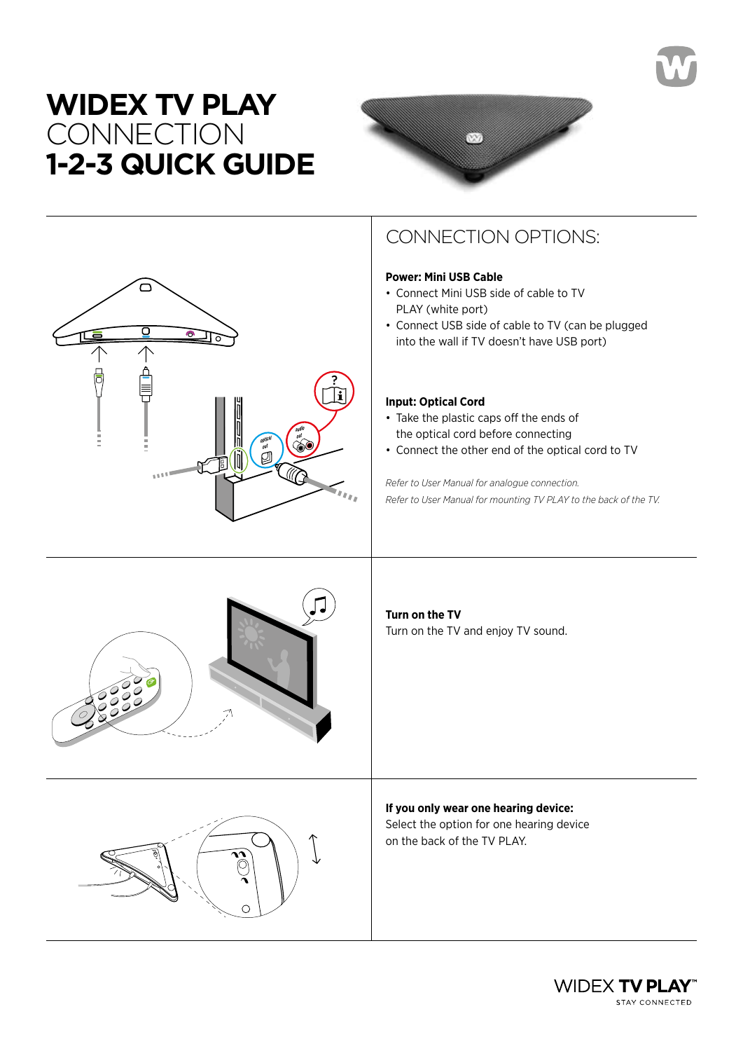# WIDEX TV PLAY CONNECTION 1-2-3 QUICK GUIDE

## CONNECTION OPTIONS:

**Power: Mini USB Cable**

- Connect Mini USB side of cable to TV PLAY (white port)
- Connect USB side of cable to TV (can be plugged into the wall if TV doesn't have USB port)

**Input: Optical Cord**

- Take the plastic caps off the ends of the optical cord before connecting
- Connect the other end of the optical cord to TV

*Refer to User Manual for analogue connection.*

*Refer to User Manual for mounting TV PLAY to the back of the TV.*

**Turn on the TV**

Turn on the TV and enjoy TV sound.

**If you only wear one hearing device:**

Select the option for one hearing device on the back of the TV PLAY.

WIDEX **TV PLAY**™

STAY CONNECTED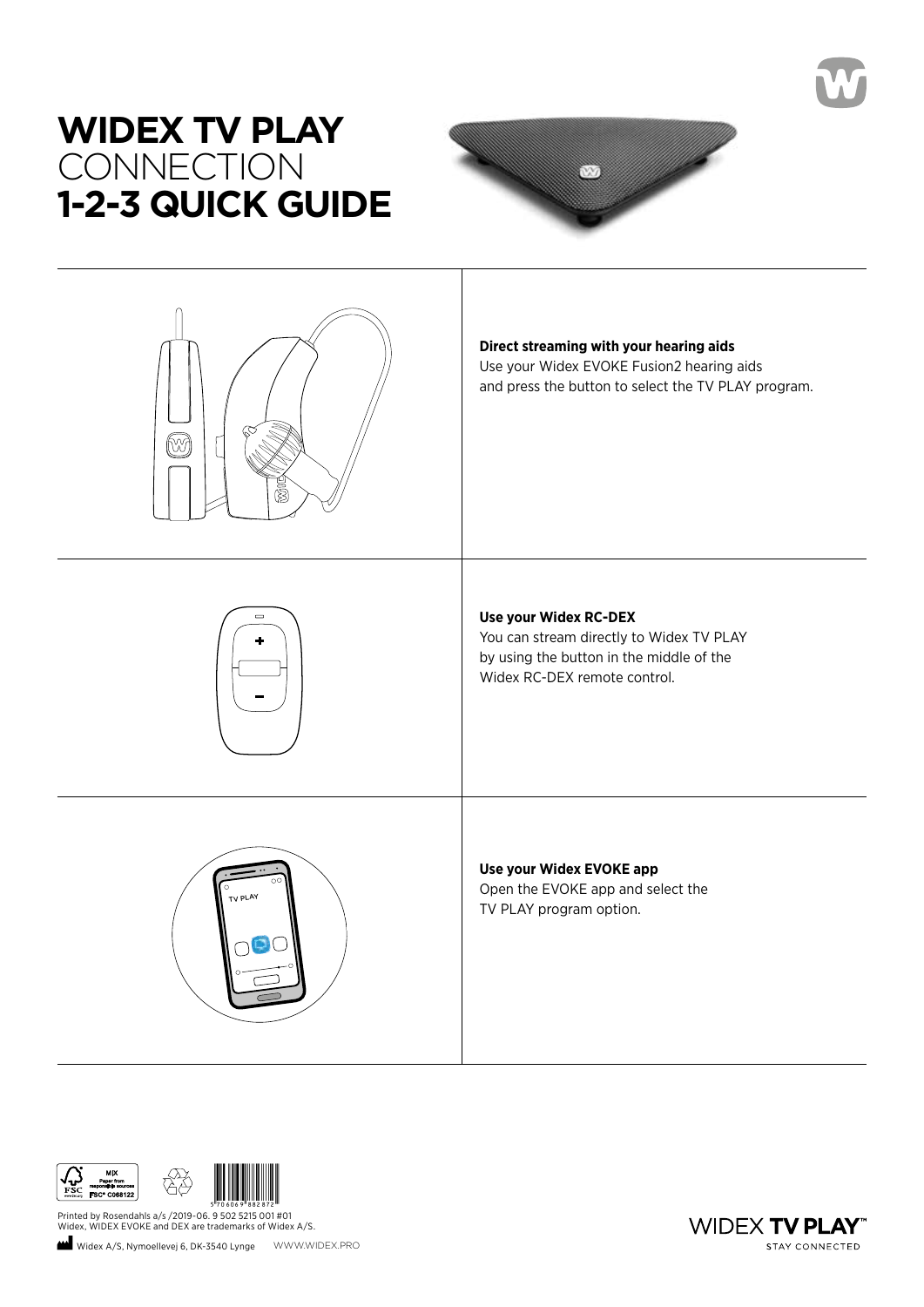# WIDEX TV PLAY CONNECTION 1-2-3 QUICK GUIDE

**Direct streaming with your hearing aids**
Use your Widex EVOKE Fusion2 hearing aids and press the button to select the TV PLAY program.

**Use your Widex RC-DEX**
You can stream directly to Widex TV PLAY by using the button in the middle of the Widex RC-DEX remote control.

**Use your Widex EVOKE app**
Open the EVOKE app and select the TV PLAY program option.

Printed by Rosendahls a/s /2019-06. 9 502 5215 001 #01
Widex, WIDEX EVOKE and DEX are trademarks of Widex A/S.

Widex A/S, Nymoellevej 6, DK-3540 Lynge WWW.WIDEX.PRO

WIDEX **TV PLAY**™
STAY CONNECTED